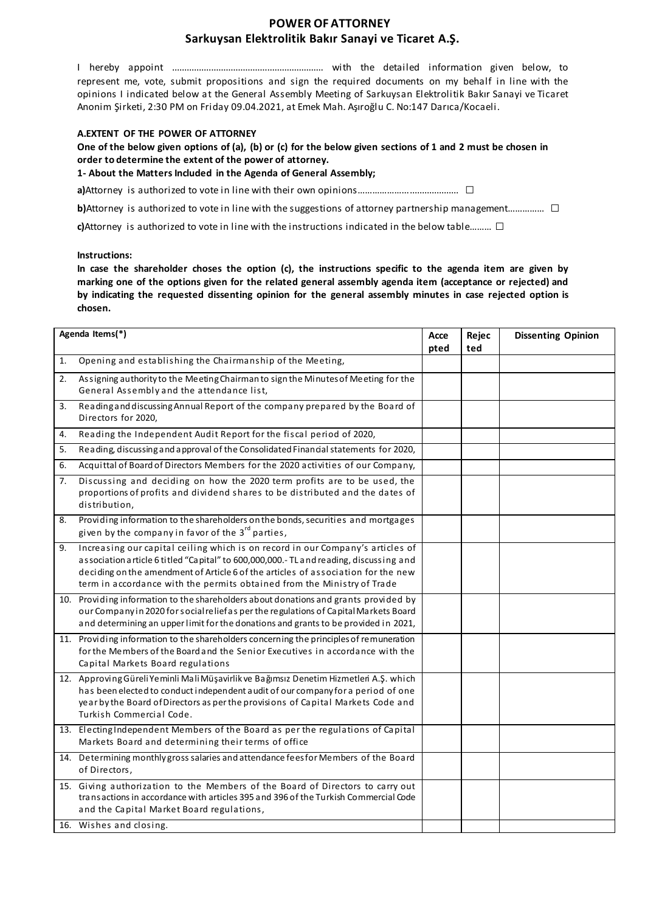# POWER OF ATTORNEY
## Sarkuysan Elektrolitik Bakır Sanayi ve Ticaret A.Ş.

I hereby appoint …………………………………………………… with the detailed information given below, to represent me, vote, submit propositions and sign the required documents on my behalf in line with the opinions I indicated below at the General Assembly Meeting of Sarkuysan Elektrolitik Bakır Sanayi ve Ticaret Anonim Şirketi, 2:30 PM on Friday 09.04.2021, at Emek Mah. Aşıroğlu C. No:147 Darıca/Kocaeli.

**A.EXTENT OF THE POWER OF ATTORNEY**

**One of the below given options of (a), (b) or (c) for the below given sections of 1 and 2 must be chosen in order to determine the extent of the power of attorney.**

**1- About the Matters Included in the Agenda of General Assembly;**

**a)**Attorney is authorized to vote in line with their own opinions………………….................. ☐

**b)**Attorney is authorized to vote in line with the suggestions of attorney partnership management…………… ☐

**c)**Attorney is authorized to vote in line with the instructions indicated in the below table……… ☐

**Instructions:**

**In case the shareholder choses the option (c), the instructions specific to the agenda item are given by marking one of the options given for the related general assembly agenda item (acceptance or rejected) and by indicating the requested dissenting opinion for the general assembly minutes in case rejected option is chosen.**

| Agenda Items(*) | Accepted | Rejected | Dissenting Opinion |
|---|---|---|---|
| 1. Opening and establishing the Chairmanship of the Meeting, | | | |
| 2. Assigning authority to the Meeting Chairman to sign the Minutes of Meeting for the General Assembly and the attendance list, | | | |
| 3. Reading and discussing Annual Report of the company prepared by the Board of Directors for 2020, | | | |
| 4. Reading the Independent Audit Report for the fiscal period of 2020, | | | |
| 5. Reading, discussing and approval of the Consolidated Financial statements for 2020, | | | |
| 6. Acquittal of Board of Directors Members for the 2020 activities of our Company, | | | |
| 7. Discussing and deciding on how the 2020 term profits are to be used, the proportions of profits and dividend shares to be distributed and the dates of distribution, | | | |
| 8. Providing information to the shareholders on the bonds, securities and mortgages given by the company in favor of the 3rd parties, | | | |
| 9. Increasing our capital ceiling which is on record in our Company's articles of association article 6 titled "Capital" to 600,000,000.- TL and reading, discussing and deciding on the amendment of Article 6 of the articles of association for the new term in accordance with the permits obtained from the Ministry of Trade | | | |
| 10. Providing information to the shareholders about donations and grants provided by our Company in 2020 for social relief as per the regulations of Capital Markets Board and determining an upper limit for the donations and grants to be provided in 2021, | | | |
| 11. Providing information to the shareholders concerning the principles of remuneration for the Members of the Board and the Senior Executives in accordance with the Capital Markets Board regulations | | | |
| 12. Approving Güreli Yeminli Mali Müşavirlik ve Bağımsız Denetim Hizmetleri A.Ş. which has been elected to conduct independent audit of our company for a period of one year by the Board of Directors as per the provisions of Capital Markets Code and Turkish Commercial Code. | | | |
| 13. Electing Independent Members of the Board as per the regulations of Capital Markets Board and determining their terms of office | | | |
| 14. Determining monthly gross salaries and attendance fees for Members of the Board of Directors, | | | |
| 15. Giving authorization to the Members of the Board of Directors to carry out transactions in accordance with articles 395 and 396 of the Turkish Commercial Code and the Capital Market Board regulations, | | | |
| 16. Wishes and closing. | | | |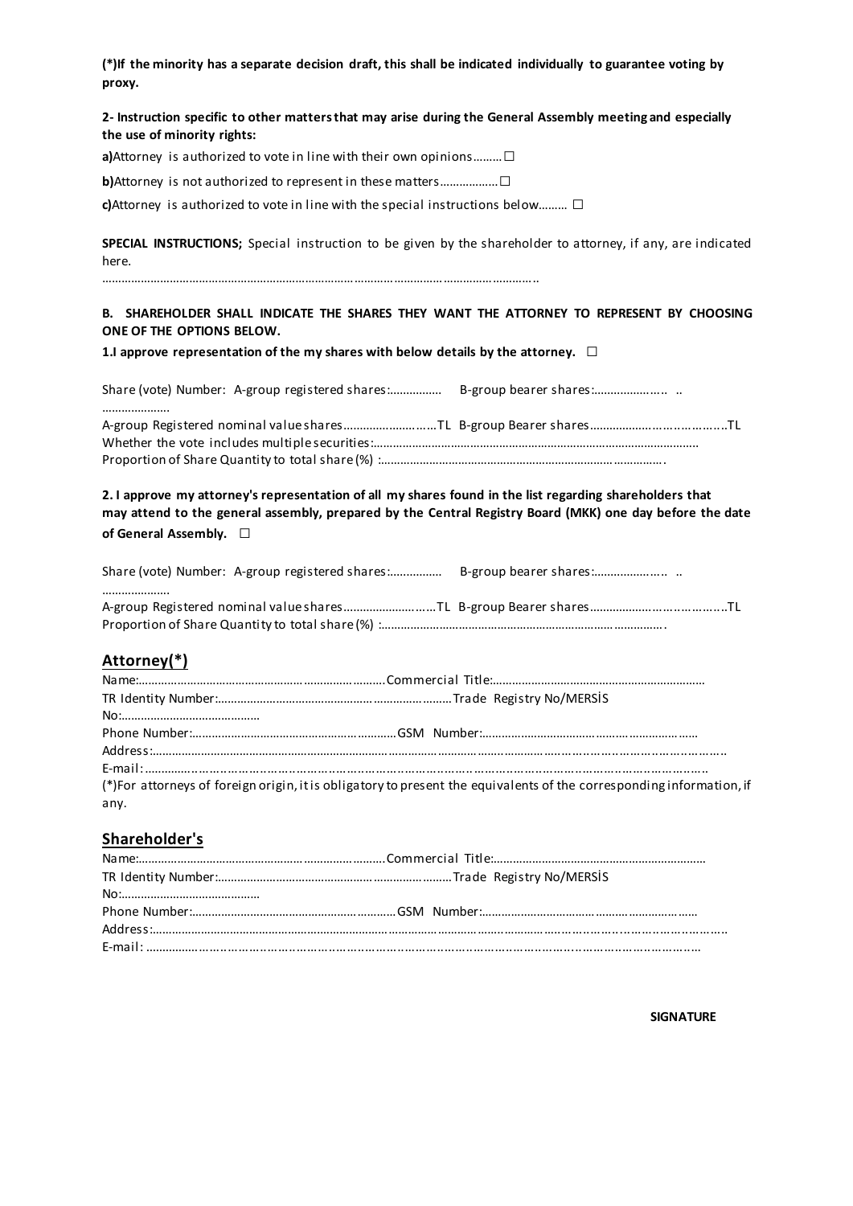**(*)If the minority has a separate decision draft, this shall be indicated individually to guarantee voting by proxy.**

**2- Instruction specific to other matters that may arise during the General Assembly meeting and especially the use of minority rights:**

**a)**Attorney is authorized to vote in line with their own opinions……… ☐

**b)**Attorney is not authorized to represent in these matters……………… ☐

**c)**Attorney is authorized to vote in line with the special instructions below……… ☐

**SPECIAL INSTRUCTIONS;** Special instruction to be given by the shareholder to attorney, if any, are indicated here.

…………………………………………………………………………………………………………………………

**B. SHAREHOLDER SHALL INDICATE THE SHARES THEY WANT THE ATTORNEY TO REPRESENT BY CHOOSING ONE OF THE OPTIONS BELOW.**

**1.I approve representation of the my shares with below details by the attorney.** ☐

Share (vote) Number: A-group registered shares:……………. B-group bearer shares:………………… ..
…………………
A-group Registered nominal value shares………………………TL B-group Bearer shares………………………………TL
Whether the vote includes multiple securities:…………………………………………………………………………………
Proportion of Share Quantity to total share (%) :……………………………………………………………………….

**2. I approve my attorney's representation of all my shares found in the list regarding shareholders that may attend to the general assembly, prepared by the Central Registry Board (MKK) one day before the date of General Assembly.** ☐

Share (vote) Number: A-group registered shares:……………. B-group bearer shares:………………… ..
…………………
A-group Registered nominal value shares………………………TL B-group Bearer shares………………………………TL
Proportion of Share Quantity to total share (%) :……………………………………………………………………….

## Attorney(*)

Name:……………………………………………………………Commercial Title:…………………………………………………………
TR Identity Number:…………………………………………………………Trade Registry No/MERSİS No:……………………………………
Phone Number:…………………………………………………GSM Number:…………………………………………………………
Address:……………………………………………………………………………………………………………………………………………
E-mail:………………………………………………………………………………………………………………………………………
(*)For attorneys of foreign origin, it is obligatory to present the equivalents of the corresponding information, if any.

## Shareholder's

Name:……………………………………………………………Commercial Title:…………………………………………………………
TR Identity Number:…………………………………………………………Trade Registry No/MERSİS No:……………………………………
Phone Number:…………………………………………………GSM Number:…………………………………………………………
Address:……………………………………………………………………………………………………………………………………………
E-mail: ……………………………………………………………………………………………………………………………………

**SIGNATURE**